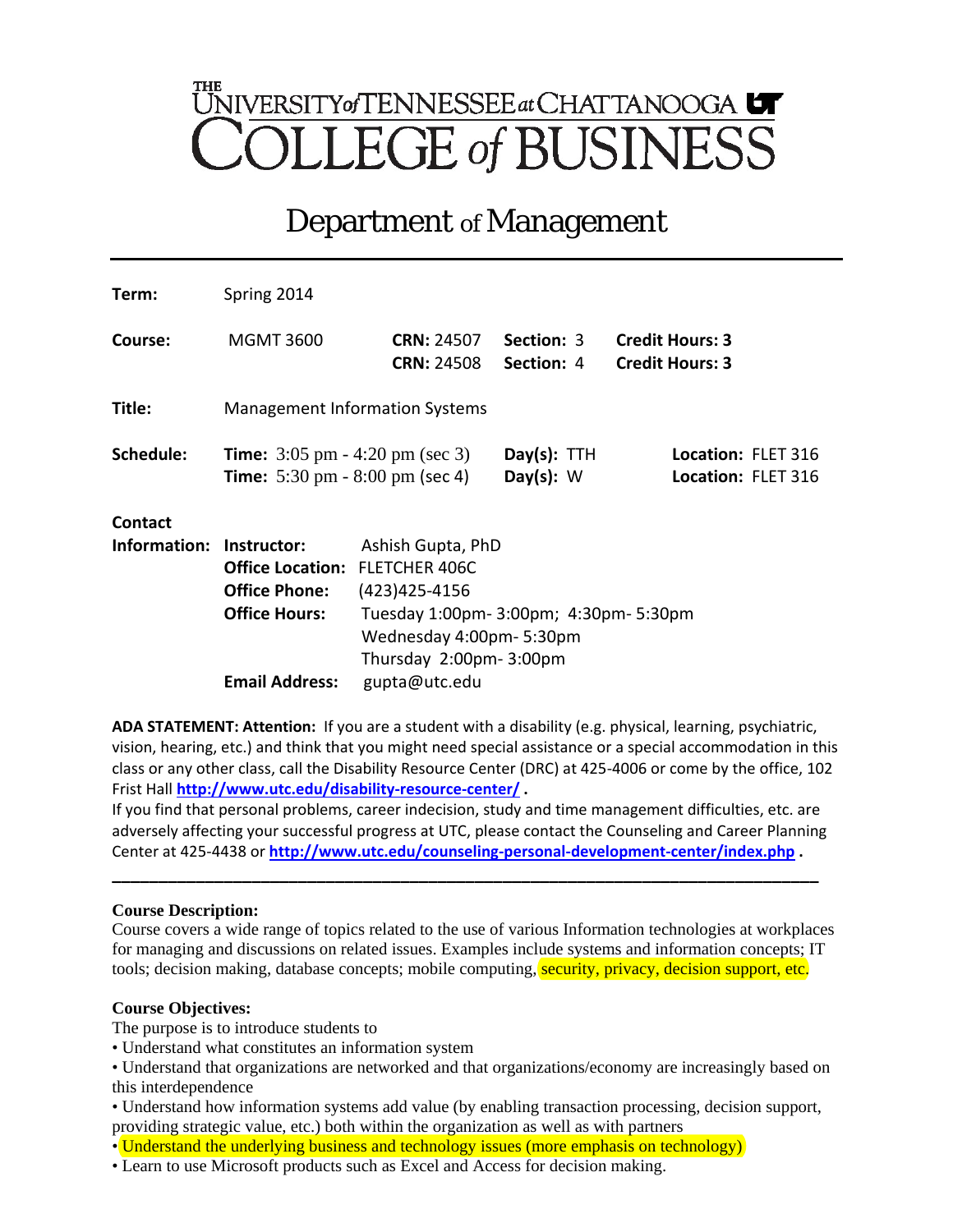# THE UNIVERSITY of TENNESSEE at CHATTANOOGA
# COLLEGE of BUSINESS

## Department of Management

| | | | | |
|---|---|---|---|---|
| **Term:** | Spring 2014 | | | |
| **Course:** | MGMT 3600 | **CRN:** 24507<br>**CRN:** 24508 | **Section:** 3<br>**Section:** 4 | **Credit Hours: 3**<br>**Credit Hours: 3** |
| **Title:** | Management Information Systems | | | |
| **Schedule:** | **Time:** 3:05 pm - 4:20 pm (sec 3)<br>**Time:** 5:30 pm - 8:00 pm (sec 4) | | **Day(s):** TTH<br>**Day(s):** W | **Location:** FLET 316<br>**Location:** FLET 316 |

**Contact Information:**

- **Instructor:** Ashish Gupta, PhD
- **Office Location:** FLETCHER 406C
- **Office Phone:** (423)425-4156
- **Office Hours:** Tuesday 1:00pm- 3:00pm; 4:30pm- 5:30pm
  Wednesday 4:00pm- 5:30pm
  Thursday 2:00pm- 3:00pm
- **Email Address:** gupta@utc.edu

**ADA STATEMENT: Attention:** If you are a student with a disability (e.g. physical, learning, psychiatric, vision, hearing, etc.) and think that you might need special assistance or a special accommodation in this class or any other class, call the Disability Resource Center (DRC) at 425-4006 or come by the office, 102 Frist Hall **http://www.utc.edu/disability-resource-center/** .

If you find that personal problems, career indecision, study and time management difficulties, etc. are adversely affecting your successful progress at UTC, please contact the Counseling and Career Planning Center at 425-4438 or **http://www.utc.edu/counseling-personal-development-center/index.php** .

---

**Course Description:**

Course covers a wide range of topics related to the use of various Information technologies at workplaces for managing and discussions on related issues. Examples include systems and information concepts; IT tools; decision making, database concepts; mobile computing, security, privacy, decision support, etc.

**Course Objectives:**

The purpose is to introduce students to

- Understand what constitutes an information system
- Understand that organizations are networked and that organizations/economy are increasingly based on this interdependence
- Understand how information systems add value (by enabling transaction processing, decision support, providing strategic value, etc.) both within the organization as well as with partners
- Understand the underlying business and technology issues (more emphasis on technology)
- Learn to use Microsoft products such as Excel and Access for decision making.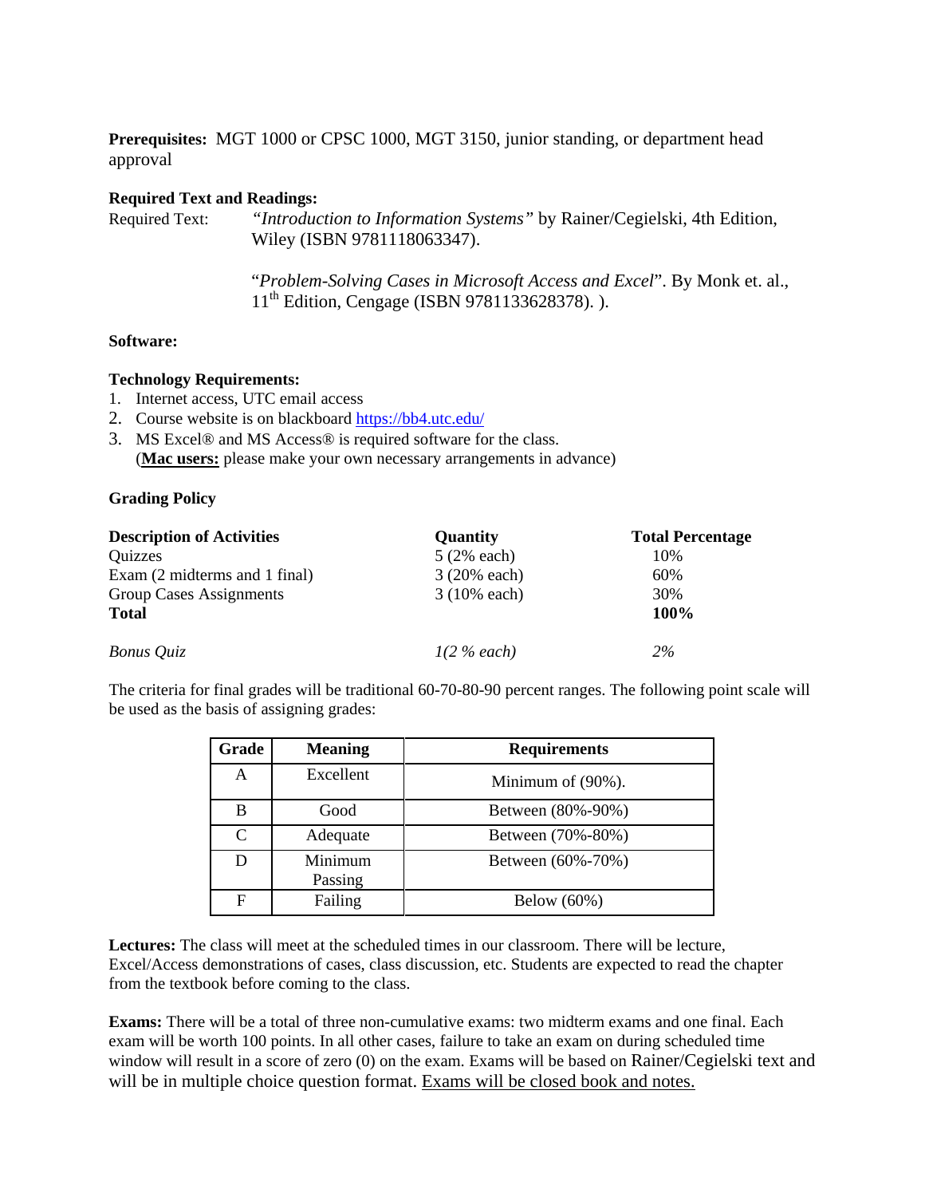**Prerequisites:** MGT 1000 or CPSC 1000, MGT 3150, junior standing, or department head approval

**Required Text and Readings:**

Required Text: *"Introduction to Information Systems"* by Rainer/Cegielski, 4th Edition, Wiley (ISBN 9781118063347).

"*Problem-Solving Cases in Microsoft Access and Excel*". By Monk et. al., 11th Edition, Cengage (ISBN 9781133628378). ).

**Software:**

**Technology Requirements:**

1. Internet access, UTC email access
2. Course website is on blackboard https://bb4.utc.edu/
3. MS Excel® and MS Access® is required software for the class. (**Mac users:** please make your own necessary arrangements in advance)

**Grading Policy**

| **Description of Activities** | **Quantity** | **Total Percentage** |
|---|---|---|
| Quizzes | 5 (2% each) | 10% |
| Exam (2 midterms and 1 final) | 3 (20% each) | 60% |
| Group Cases Assignments | 3 (10% each) | 30% |
| **Total** | | **100%** |
| *Bonus Quiz* | *1(2 % each)* | *2%* |

The criteria for final grades will be traditional 60-70-80-90 percent ranges. The following point scale will be used as the basis of assigning grades:

| Grade | Meaning | Requirements |
|---|---|---|
| A | Excellent | Minimum of (90%). |
| B | Good | Between (80%-90%) |
| C | Adequate | Between (70%-80%) |
| D | Minimum Passing | Between (60%-70%) |
| F | Failing | Below (60%) |

**Lectures:** The class will meet at the scheduled times in our classroom. There will be lecture, Excel/Access demonstrations of cases, class discussion, etc. Students are expected to read the chapter from the textbook before coming to the class.

**Exams:** There will be a total of three non-cumulative exams: two midterm exams and one final. Each exam will be worth 100 points. In all other cases, failure to take an exam on during scheduled time window will result in a score of zero (0) on the exam. Exams will be based on Rainer/Cegielski text and will be in multiple choice question format. Exams will be closed book and notes.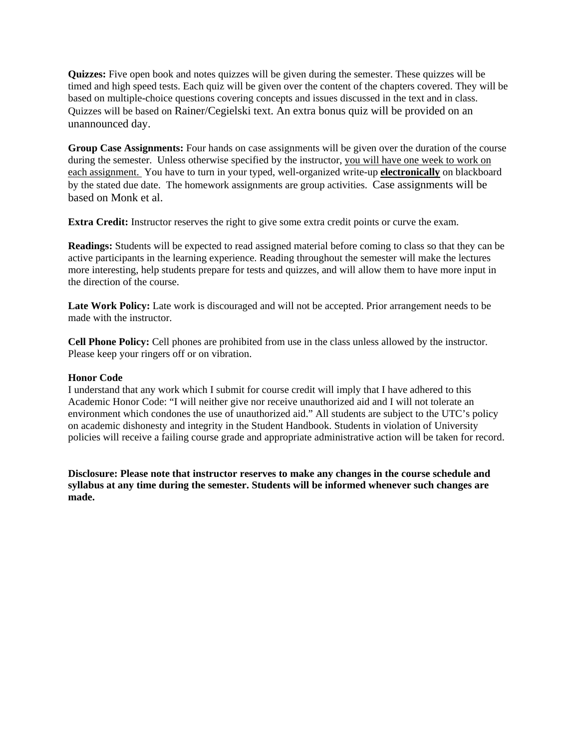**Quizzes:** Five open book and notes quizzes will be given during the semester. These quizzes will be timed and high speed tests. Each quiz will be given over the content of the chapters covered. They will be based on multiple-choice questions covering concepts and issues discussed in the text and in class. Quizzes will be based on Rainer/Cegielski text. An extra bonus quiz will be provided on an unannounced day.

**Group Case Assignments:** Four hands on case assignments will be given over the duration of the course during the semester. Unless otherwise specified by the instructor, you will have one week to work on each assignment. You have to turn in your typed, well-organized write-up **electronically** on blackboard by the stated due date. The homework assignments are group activities. Case assignments will be based on Monk et al.

**Extra Credit:** Instructor reserves the right to give some extra credit points or curve the exam.

**Readings:** Students will be expected to read assigned material before coming to class so that they can be active participants in the learning experience. Reading throughout the semester will make the lectures more interesting, help students prepare for tests and quizzes, and will allow them to have more input in the direction of the course.

**Late Work Policy:** Late work is discouraged and will not be accepted. Prior arrangement needs to be made with the instructor.

**Cell Phone Policy:** Cell phones are prohibited from use in the class unless allowed by the instructor. Please keep your ringers off or on vibration.

**Honor Code**

I understand that any work which I submit for course credit will imply that I have adhered to this Academic Honor Code: "I will neither give nor receive unauthorized aid and I will not tolerate an environment which condones the use of unauthorized aid." All students are subject to the UTC's policy on academic dishonesty and integrity in the Student Handbook. Students in violation of University policies will receive a failing course grade and appropriate administrative action will be taken for record.

**Disclosure: Please note that instructor reserves to make any changes in the course schedule and syllabus at any time during the semester. Students will be informed whenever such changes are made.**